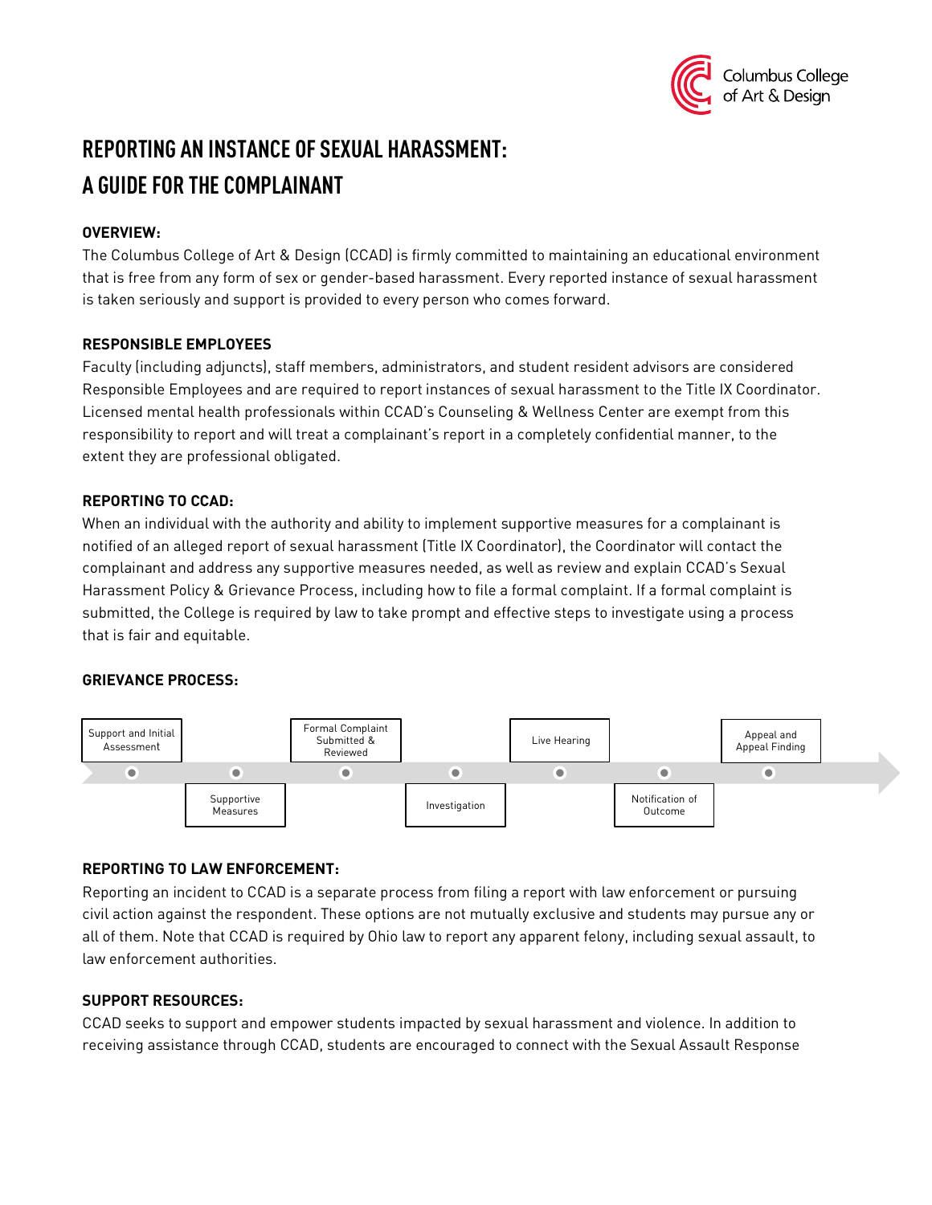# REPORTING AN INSTANCE OF SEXUAL HARASSMENT: A GUIDE FOR THE COMPLAINANT

**OVERVIEW:**

The Columbus College of Art & Design (CCAD) is firmly committed to maintaining an educational environment that is free from any form of sex or gender-based harassment. Every reported instance of sexual harassment is taken seriously and support is provided to every person who comes forward.

**RESPONSIBLE EMPLOYEES**

Faculty (including adjuncts), staff members, administrators, and student resident advisors are considered Responsible Employees and are required to report instances of sexual harassment to the Title IX Coordinator. Licensed mental health professionals within CCAD's Counseling & Wellness Center are exempt from this responsibility to report and will treat a complainant's report in a completely confidential manner, to the extent they are professional obligated.

**REPORTING TO CCAD:**

When an individual with the authority and ability to implement supportive measures for a complainant is notified of an alleged report of sexual harassment (Title IX Coordinator), the Coordinator will contact the complainant and address any supportive measures needed, as well as review and explain CCAD's Sexual Harassment Policy & Grievance Process, including how to file a formal complaint. If a formal complaint is submitted, the College is required by law to take prompt and effective steps to investigate using a process that is fair and equitable.

**GRIEVANCE PROCESS:**

1. Support and Initial Assessment
2. Supportive Measures
3. Formal Complaint Submitted & Reviewed
4. Investigation
5. Live Hearing
6. Notification of Outcome
7. Appeal and Appeal Finding

**REPORTING TO LAW ENFORCEMENT:**

Reporting an incident to CCAD is a separate process from filing a report with law enforcement or pursuing civil action against the respondent. These options are not mutually exclusive and students may pursue any or all of them. Note that CCAD is required by Ohio law to report any apparent felony, including sexual assault, to law enforcement authorities.

**SUPPORT RESOURCES:**

CCAD seeks to support and empower students impacted by sexual harassment and violence. In addition to receiving assistance through CCAD, students are encouraged to connect with the Sexual Assault Response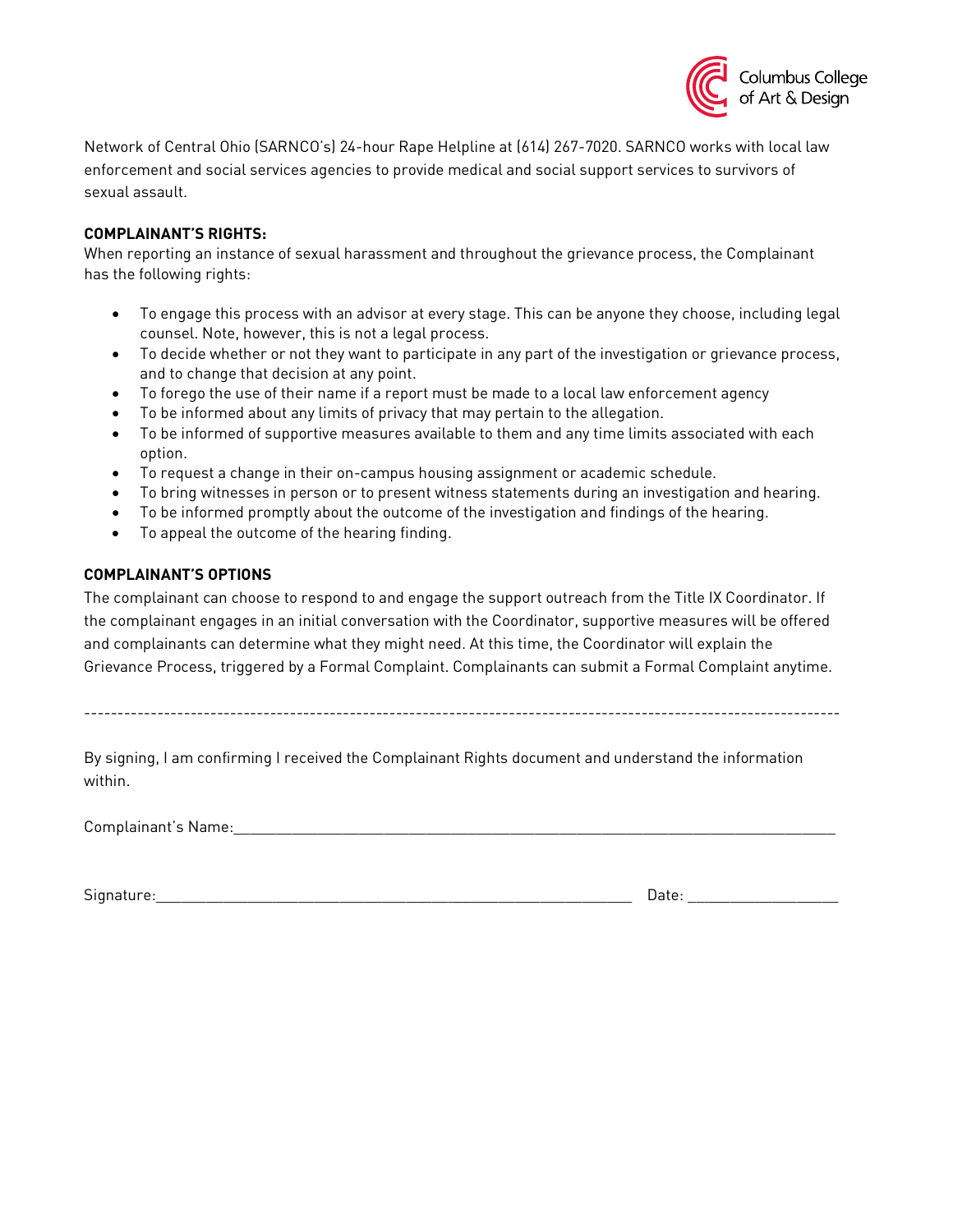Network of Central Ohio (SARNCO's) 24-hour Rape Helpline at (614) 267-7020. SARNCO works with local law enforcement and social services agencies to provide medical and social support services to survivors of sexual assault.

**COMPLAINANT'S RIGHTS:**

When reporting an instance of sexual harassment and throughout the grievance process, the Complainant has the following rights:

- To engage this process with an advisor at every stage. This can be anyone they choose, including legal counsel. Note, however, this is not a legal process.
- To decide whether or not they want to participate in any part of the investigation or grievance process, and to change that decision at any point.
- To forego the use of their name if a report must be made to a local law enforcement agency
- To be informed about any limits of privacy that may pertain to the allegation.
- To be informed of supportive measures available to them and any time limits associated with each option.
- To request a change in their on-campus housing assignment or academic schedule.
- To bring witnesses in person or to present witness statements during an investigation and hearing.
- To be informed promptly about the outcome of the investigation and findings of the hearing.
- To appeal the outcome of the hearing finding.

**COMPLAINANT'S OPTIONS**

The complainant can choose to respond to and engage the support outreach from the Title IX Coordinator. If the complainant engages in an initial conversation with the Coordinator, supportive measures will be offered and complainants can determine what they might need. At this time, the Coordinator will explain the Grievance Process, triggered by a Formal Complaint. Complainants can submit a Formal Complaint anytime.

---

By signing, I am confirming I received the Complainant Rights document and understand the information within.

Complainant's Name:______________________________________________________________

Signature:_____________________________________________ Date: _______________